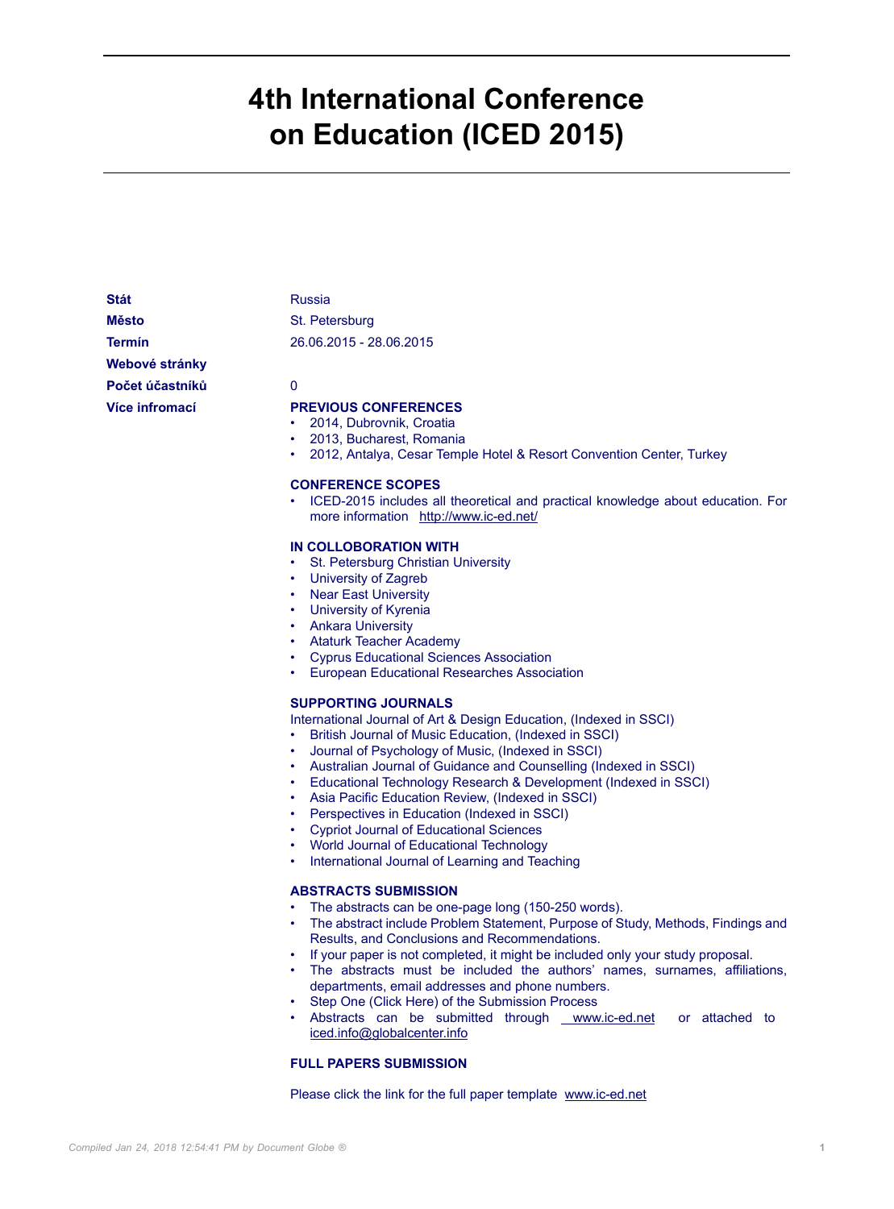# 4th International Conference on Education (ICED 2015)

| | |
|---|---|
| **Stát** | Russia |
| **Město** | St. Petersburg |
| **Termín** | 26.06.2015 - 28.06.2015 |
| **Webové stránky** | |
| **Počet účastníků** | 0 |
| **Více infromací** | |

**PREVIOUS CONFERENCES**

- 2014, Dubrovnik, Croatia
- 2013, Bucharest, Romania
- 2012, Antalya, Cesar Temple Hotel & Resort Convention Center, Turkey

**CONFERENCE SCOPES**

- ICED-2015 includes all theoretical and practical knowledge about education. For more information http://www.ic-ed.net/

**IN COLLOBORATION WITH**

- St. Petersburg Christian University
- University of Zagreb
- Near East University
- University of Kyrenia
- Ankara University
- Ataturk Teacher Academy
- Cyprus Educational Sciences Association
- European Educational Researches Association

**SUPPORTING JOURNALS**

International Journal of Art & Design Education, (Indexed in SSCI)

- British Journal of Music Education, (Indexed in SSCI)
- Journal of Psychology of Music, (Indexed in SSCI)
- Australian Journal of Guidance and Counselling (Indexed in SSCI)
- Educational Technology Research & Development (Indexed in SSCI)
- Asia Pacific Education Review, (Indexed in SSCI)
- Perspectives in Education (Indexed in SSCI)
- Cypriot Journal of Educational Sciences
- World Journal of Educational Technology
- International Journal of Learning and Teaching

**ABSTRACTS SUBMISSION**

- The abstracts can be one-page long (150-250 words).
- The abstract include Problem Statement, Purpose of Study, Methods, Findings and Results, and Conclusions and Recommendations.
- If your paper is not completed, it might be included only your study proposal.
- The abstracts must be included the authors' names, surnames, affiliations, departments, email addresses and phone numbers.
- Step One (Click Here) of the Submission Process
- Abstracts can be submitted through www.ic-ed.net or attached to iced.info@globalcenter.info

**FULL PAPERS SUBMISSION**

Please click the link for the full paper template www.ic-ed.net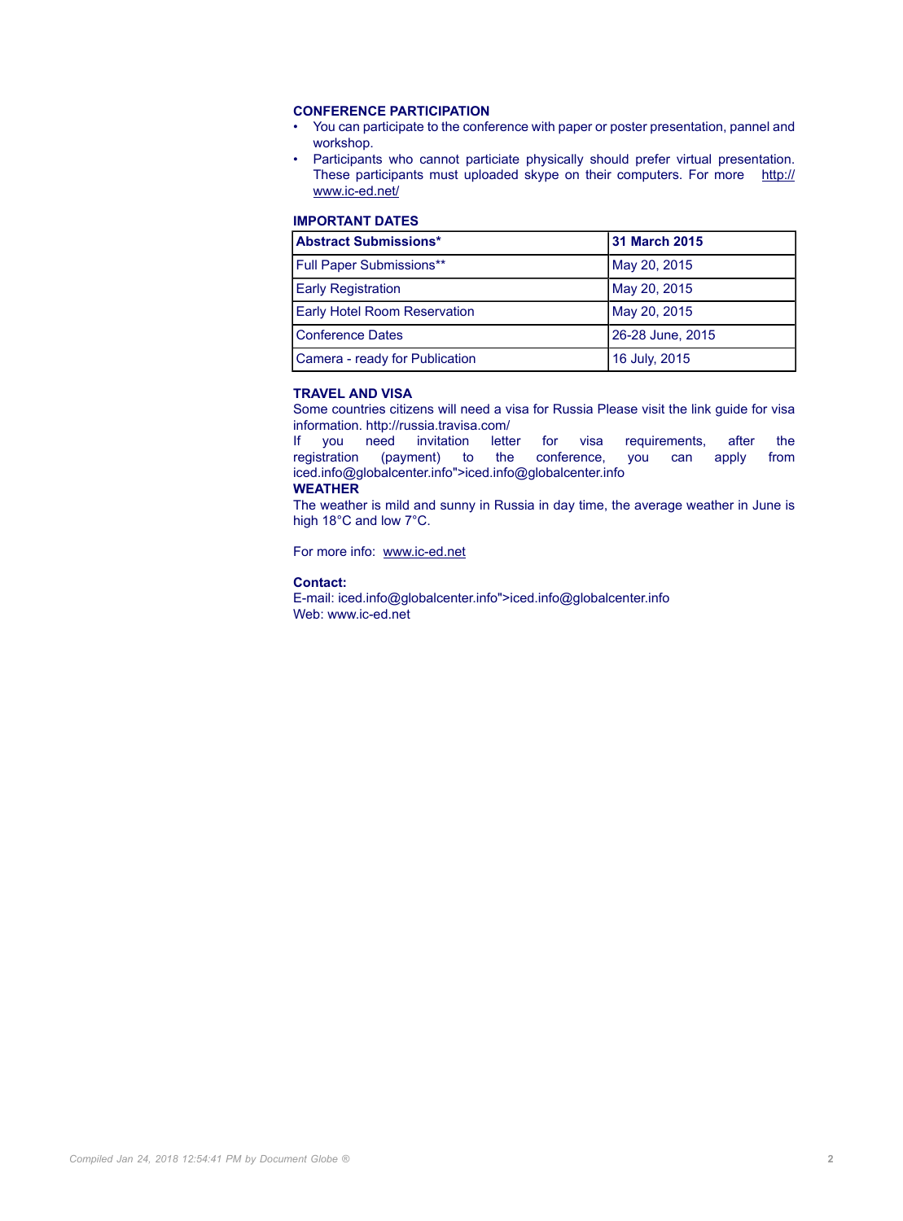## CONFERENCE PARTICIPATION

- You can participate to the conference with paper or poster presentation, pannel and workshop.
- Participants who cannot particiate physically should prefer virtual presentation. These participants must uploaded skype on their computers. For more [http://www.ic-ed.net/](http://www.ic-ed.net/)

## IMPORTANT DATES

| | |
|---|---|
| **Abstract Submissions*** | **31 March 2015** |
| Full Paper Submissions** | May 20, 2015 |
| Early Registration | May 20, 2015 |
| Early Hotel Room Reservation | May 20, 2015 |
| Conference Dates | 26-28 June, 2015 |
| Camera - ready for Publication | 16 July, 2015 |

## TRAVEL AND VISA

Some countries citizens will need a visa for Russia Please visit the link guide for visa information. http://russia.travisa.com/

If you need invitation letter for visa requirements, after the registration (payment) to the conference, you can apply from iced.info@globalcenter.info">iced.info@globalcenter.info

## WEATHER

The weather is mild and sunny in Russia in day time, the average weather in June is high 18°C and low 7°C.

For more info: [www.ic-ed.net](www.ic-ed.net)

**Contact:**
E-mail: iced.info@globalcenter.info">iced.info@globalcenter.info
Web: www.ic-ed.net